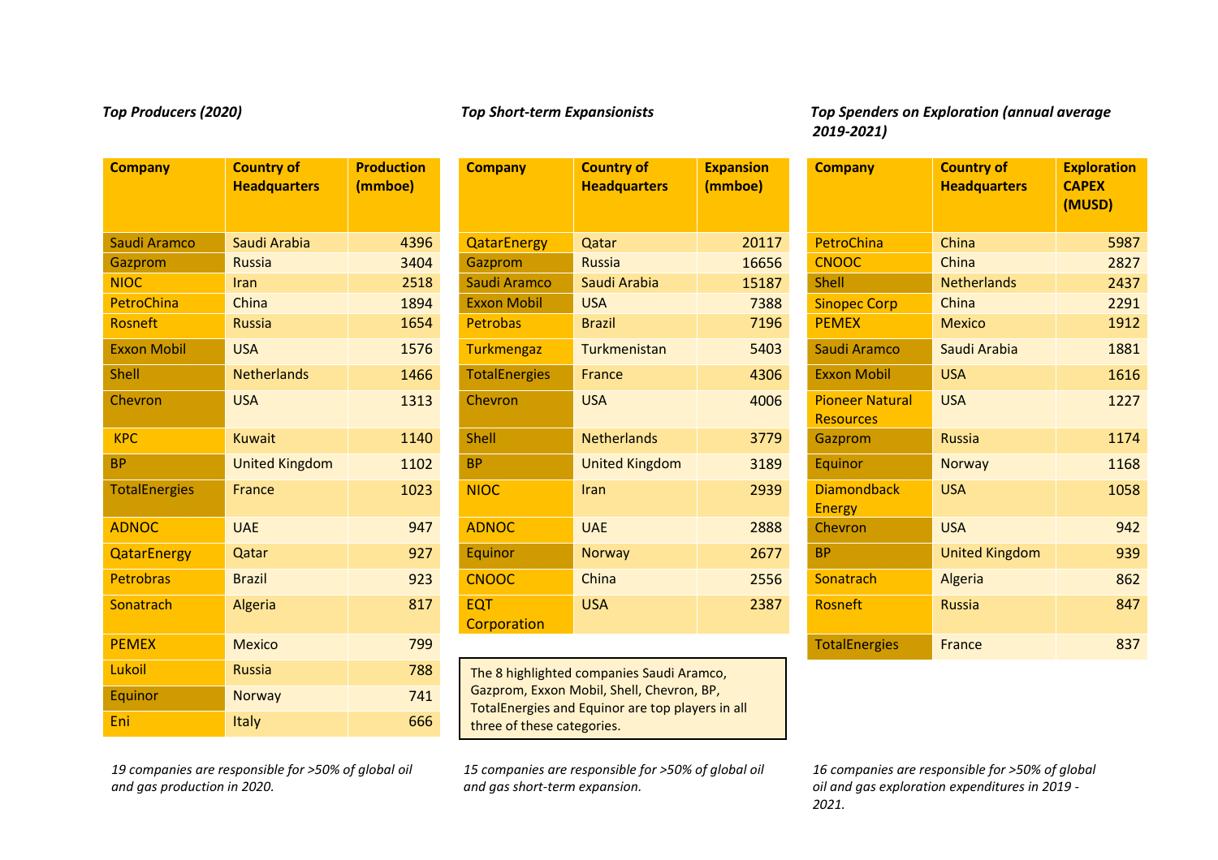***Top Producers (2020)***

| Company | Country of Headquarters | Production (mmboe) |
|---|---|---|
| Saudi Aramco | Saudi Arabia | 4396 |
| Gazprom | Russia | 3404 |
| NIOC | Iran | 2518 |
| PetroChina | China | 1894 |
| Rosneft | Russia | 1654 |
| Exxon Mobil | USA | 1576 |
| Shell | Netherlands | 1466 |
| Chevron | USA | 1313 |
| KPC | Kuwait | 1140 |
| BP | United Kingdom | 1102 |
| TotalEnergies | France | 1023 |
| ADNOC | UAE | 947 |
| QatarEnergy | Qatar | 927 |
| Petrobras | Brazil | 923 |
| Sonatrach | Algeria | 817 |
| PEMEX | Mexico | 799 |
| Lukoil | Russia | 788 |
| Equinor | Norway | 741 |
| Eni | Italy | 666 |

*19 companies are responsible for >50% of global oil and gas production in 2020.*

***Top Short-term Expansionists***

| Company | Country of Headquarters | Expansion (mmboe) |
|---|---|---|
| QatarEnergy | Qatar | 20117 |
| Gazprom | Russia | 16656 |
| Saudi Aramco | Saudi Arabia | 15187 |
| Exxon Mobil | USA | 7388 |
| Petrobas | Brazil | 7196 |
| Turkmengaz | Turkmenistan | 5403 |
| TotalEnergies | France | 4306 |
| Chevron | USA | 4006 |
| Shell | Netherlands | 3779 |
| BP | United Kingdom | 3189 |
| NIOC | Iran | 2939 |
| ADNOC | UAE | 2888 |
| Equinor | Norway | 2677 |
| CNOOC | China | 2556 |
| EQT Corporation | USA | 2387 |

The 8 highlighted companies Saudi Aramco, Gazprom, Exxon Mobil, Shell, Chevron, BP, TotalEnergies and Equinor are top players in all three of these categories.

*15 companies are responsible for >50% of global oil and gas short-term expansion.*

***Top Spenders on Exploration (annual average 2019-2021)***

| Company | Country of Headquarters | Exploration CAPEX (MUSD) |
|---|---|---|
| PetroChina | China | 5987 |
| CNOOC | China | 2827 |
| Shell | Netherlands | 2437 |
| Sinopec Corp | China | 2291 |
| PEMEX | Mexico | 1912 |
| Saudi Aramco | Saudi Arabia | 1881 |
| Exxon Mobil | USA | 1616 |
| Pioneer Natural Resources | USA | 1227 |
| Gazprom | Russia | 1174 |
| Equinor | Norway | 1168 |
| Diamondback Energy | USA | 1058 |
| Chevron | USA | 942 |
| BP | United Kingdom | 939 |
| Sonatrach | Algeria | 862 |
| Rosneft | Russia | 847 |
| TotalEnergies | France | 837 |

*16 companies are responsible for >50% of global oil and gas exploration expenditures in 2019 - 2021.*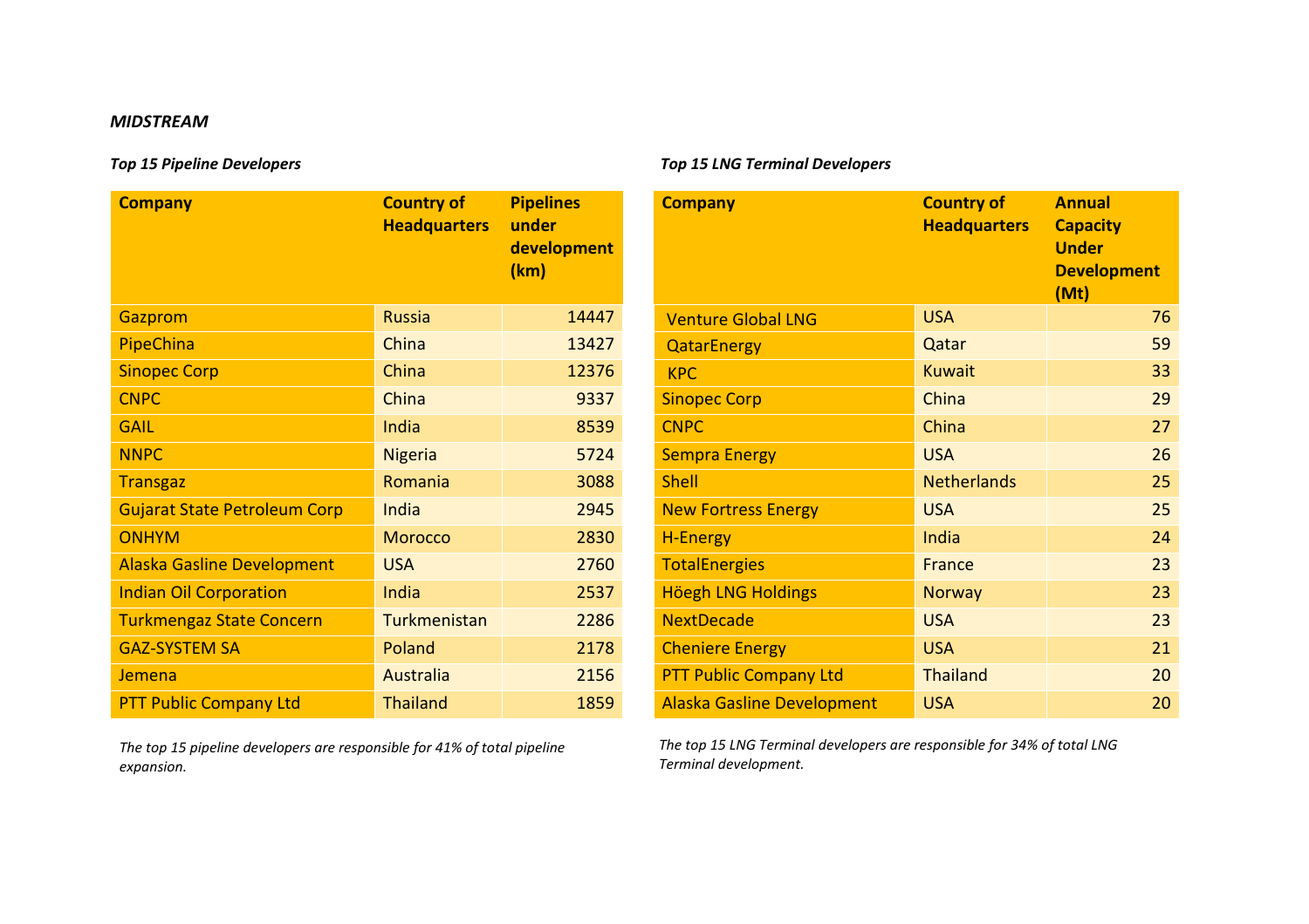***MIDSTREAM***

***Top 15 Pipeline Developers***

| Company | Country of Headquarters | Pipelines under development (km) |
|---|---|---|
| Gazprom | Russia | 14447 |
| PipeChina | China | 13427 |
| Sinopec Corp | China | 12376 |
| CNPC | China | 9337 |
| GAIL | India | 8539 |
| NNPC | Nigeria | 5724 |
| Transgaz | Romania | 3088 |
| Gujarat State Petroleum Corp | India | 2945 |
| ONHYM | Morocco | 2830 |
| Alaska Gasline Development | USA | 2760 |
| Indian Oil Corporation | India | 2537 |
| Turkmengaz State Concern | Turkmenistan | 2286 |
| GAZ-SYSTEM SA | Poland | 2178 |
| Jemena | Australia | 2156 |
| PTT Public Company Ltd | Thailand | 1859 |

*The top 15 pipeline developers are responsible for 41% of total pipeline expansion.*

***Top 15 LNG Terminal Developers***

| Company | Country of Headquarters | Annual Capacity Under Development (Mt) |
|---|---|---|
| Venture Global LNG | USA | 76 |
| QatarEnergy | Qatar | 59 |
| KPC | Kuwait | 33 |
| Sinopec Corp | China | 29 |
| CNPC | China | 27 |
| Sempra Energy | USA | 26 |
| Shell | Netherlands | 25 |
| New Fortress Energy | USA | 25 |
| H-Energy | India | 24 |
| TotalEnergies | France | 23 |
| Höegh LNG Holdings | Norway | 23 |
| NextDecade | USA | 23 |
| Cheniere Energy | USA | 21 |
| PTT Public Company Ltd | Thailand | 20 |
| Alaska Gasline Development | USA | 20 |

*The top 15 LNG Terminal developers are responsible for 34% of total LNG Terminal development.*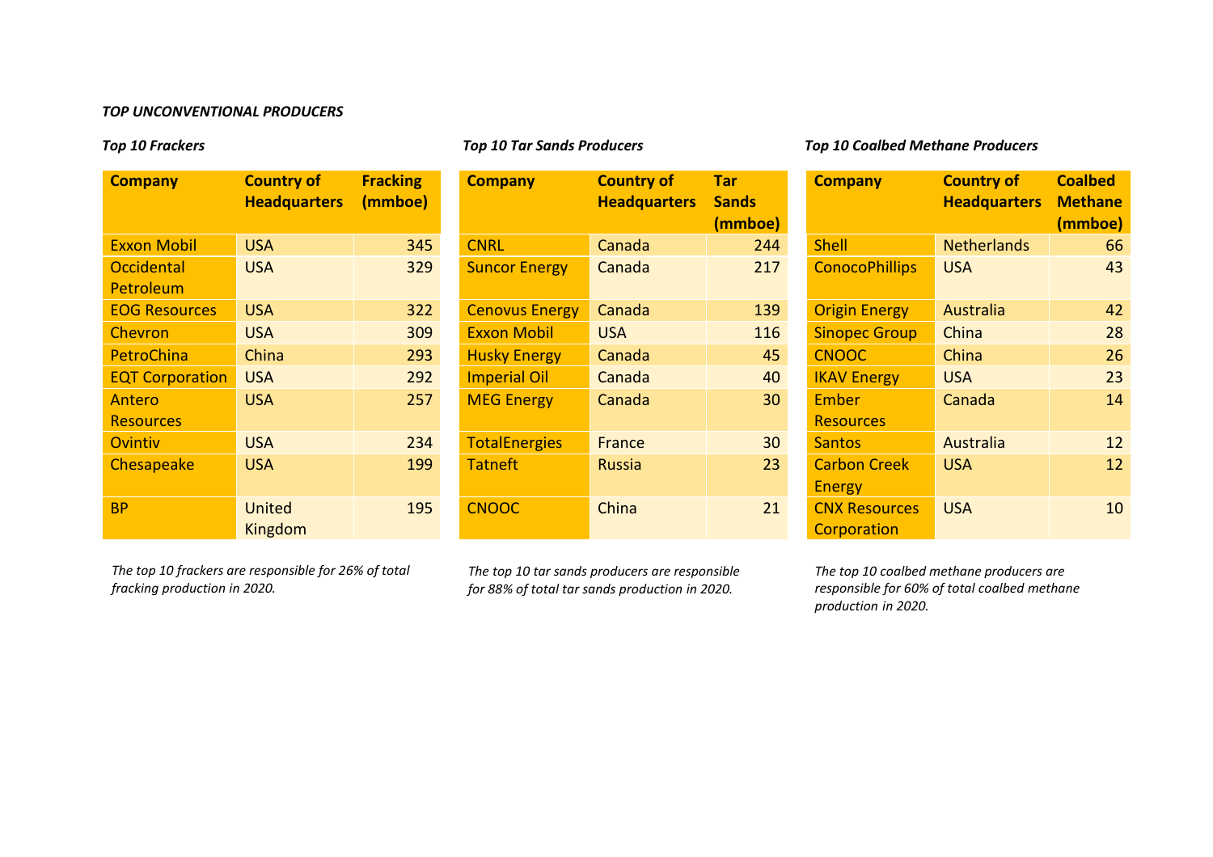***TOP UNCONVENTIONAL PRODUCERS***

***Top 10 Frackers***

| Company | Country of Headquarters | Fracking (mmboe) |
|---|---|---|
| Exxon Mobil | USA | 345 |
| Occidental Petroleum | USA | 329 |
| EOG Resources | USA | 322 |
| Chevron | USA | 309 |
| PetroChina | China | 293 |
| EQT Corporation | USA | 292 |
| Antero Resources | USA | 257 |
| Ovintiv | USA | 234 |
| Chesapeake | USA | 199 |
| BP | United Kingdom | 195 |

*The top 10 frackers are responsible for 26% of total fracking production in 2020.*

***Top 10 Tar Sands Producers***

| Company | Country of Headquarters | Tar Sands (mmboe) |
|---|---|---|
| CNRL | Canada | 244 |
| Suncor Energy | Canada | 217 |
| Cenovus Energy | Canada | 139 |
| Exxon Mobil | USA | 116 |
| Husky Energy | Canada | 45 |
| Imperial Oil | Canada | 40 |
| MEG Energy | Canada | 30 |
| TotalEnergies | France | 30 |
| Tatneft | Russia | 23 |
| CNOOC | China | 21 |

*The top 10 tar sands producers are responsible for 88% of total tar sands production in 2020.*

***Top 10 Coalbed Methane Producers***

| Company | Country of Headquarters | Coalbed Methane (mmboe) |
|---|---|---|
| Shell | Netherlands | 66 |
| ConocoPhillips | USA | 43 |
| Origin Energy | Australia | 42 |
| Sinopec Group | China | 28 |
| CNOOC | China | 26 |
| IKAV Energy | USA | 23 |
| Ember Resources | Canada | 14 |
| Santos | Australia | 12 |
| Carbon Creek Energy | USA | 12 |
| CNX Resources Corporation | USA | 10 |

*The top 10 coalbed methane producers are responsible for 60% of total coalbed methane production in 2020.*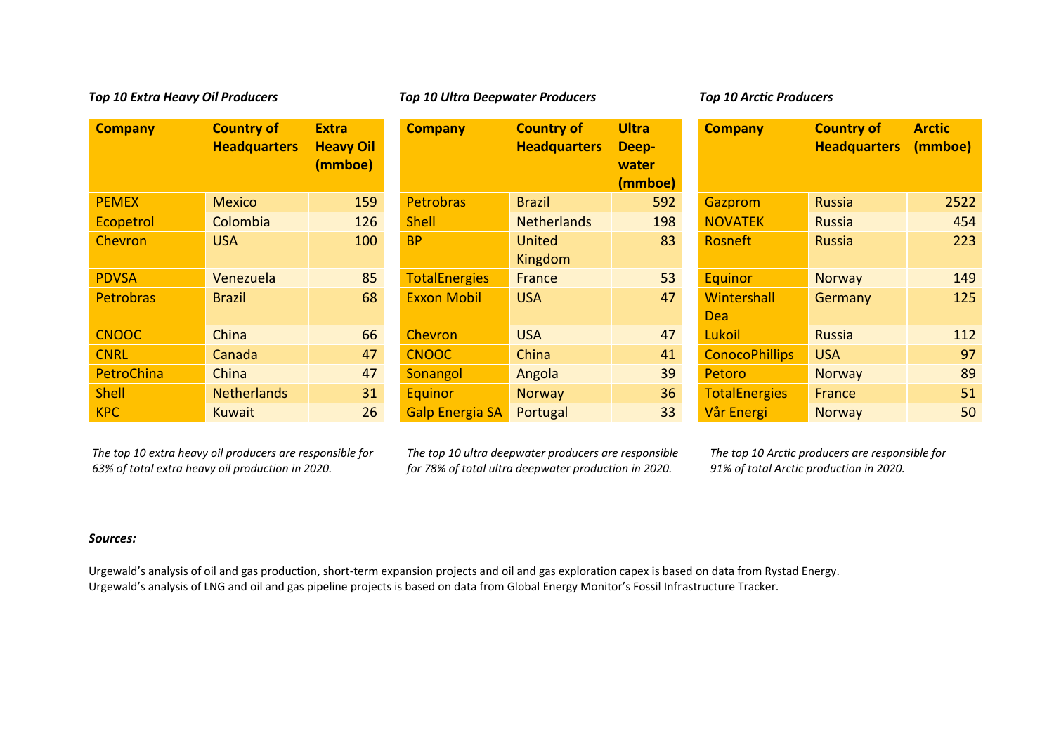*Top 10 Extra Heavy Oil Producers*

| Company | Country of Headquarters | Extra Heavy Oil (mmboe) |
|---|---|---|
| PEMEX | Mexico | 159 |
| Ecopetrol | Colombia | 126 |
| Chevron | USA | 100 |
| PDVSA | Venezuela | 85 |
| Petrobras | Brazil | 68 |
| CNOOC | China | 66 |
| CNRL | Canada | 47 |
| PetroChina | China | 47 |
| Shell | Netherlands | 31 |
| KPC | Kuwait | 26 |

*The top 10 extra heavy oil producers are responsible for 63% of total extra heavy oil production in 2020.*

*Top 10 Ultra Deepwater Producers*

| Company | Country of Headquarters | Ultra Deep-water (mmboe) |
|---|---|---|
| Petrobras | Brazil | 592 |
| Shell | Netherlands | 198 |
| BP | United Kingdom | 83 |
| TotalEnergies | France | 53 |
| Exxon Mobil | USA | 47 |
| Chevron | USA | 47 |
| CNOOC | China | 41 |
| Sonangol | Angola | 39 |
| Equinor | Norway | 36 |
| Galp Energia SA | Portugal | 33 |

*The top 10 ultra deepwater producers are responsible for 78% of total ultra deepwater production in 2020.*

*Top 10 Arctic Producers*

| Company | Country of Headquarters | Arctic (mmboe) |
|---|---|---|
| Gazprom | Russia | 2522 |
| NOVATEK | Russia | 454 |
| Rosneft | Russia | 223 |
| Equinor | Norway | 149 |
| Wintershall Dea | Germany | 125 |
| Lukoil | Russia | 112 |
| ConocoPhillips | USA | 97 |
| Petoro | Norway | 89 |
| TotalEnergies | France | 51 |
| Vår Energi | Norway | 50 |

*The top 10 Arctic producers are responsible for 91% of total Arctic production in 2020.*

***Sources:***

Urgewald's analysis of oil and gas production, short-term expansion projects and oil and gas exploration capex is based on data from Rystad Energy.
Urgewald's analysis of LNG and oil and gas pipeline projects is based on data from Global Energy Monitor's Fossil Infrastructure Tracker.